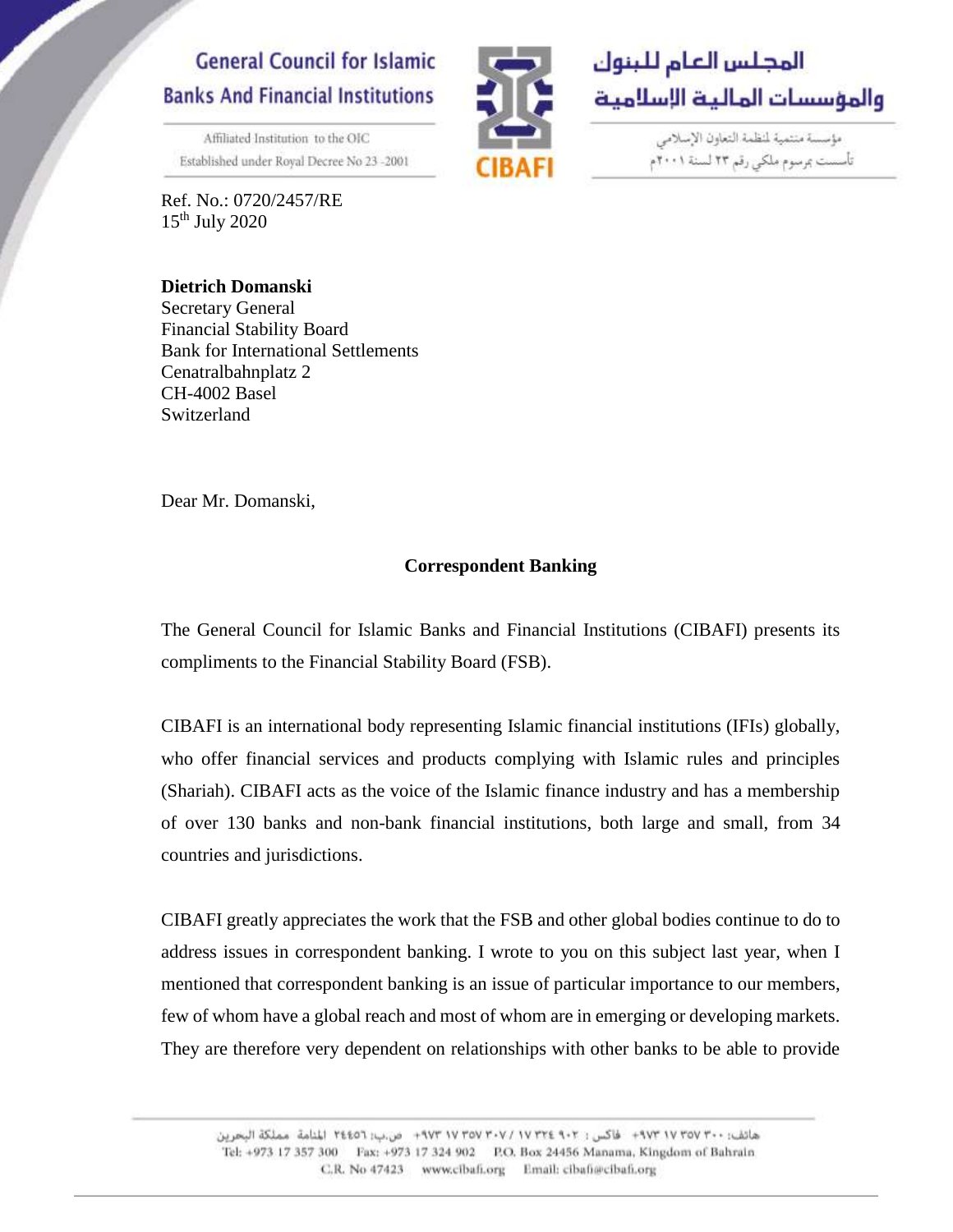General Council for Islamic Banks And Financial Institutions

Affiliated Institution to the OIC
Established under Royal Decree No 23 -2001

المجلس العام للبنوك والمؤسسات المالية الإسلامية

مؤسسة منتمية لمنظمة التعاون الإسلامي
تأسست بمرسوم ملكي رقم ٢٣ لسنة ٢٠٠١م

CIBAFI

Ref. No.: 0720/2457/RE
15th July 2020

**Dietrich Domanski**
Secretary General
Financial Stability Board
Bank for International Settlements
Cenatralbahnplatz 2
CH-4002 Basel
Switzerland

Dear Mr. Domanski,

**Correspondent Banking**

The General Council for Islamic Banks and Financial Institutions (CIBAFI) presents its compliments to the Financial Stability Board (FSB).

CIBAFI is an international body representing Islamic financial institutions (IFIs) globally, who offer financial services and products complying with Islamic rules and principles (Shariah). CIBAFI acts as the voice of the Islamic finance industry and has a membership of over 130 banks and non-bank financial institutions, both large and small, from 34 countries and jurisdictions.

CIBAFI greatly appreciates the work that the FSB and other global bodies continue to do to address issues in correspondent banking. I wrote to you on this subject last year, when I mentioned that correspondent banking is an issue of particular importance to our members, few of whom have a global reach and most of whom are in emerging or developing markets. They are therefore very dependent on relationships with other banks to be able to provide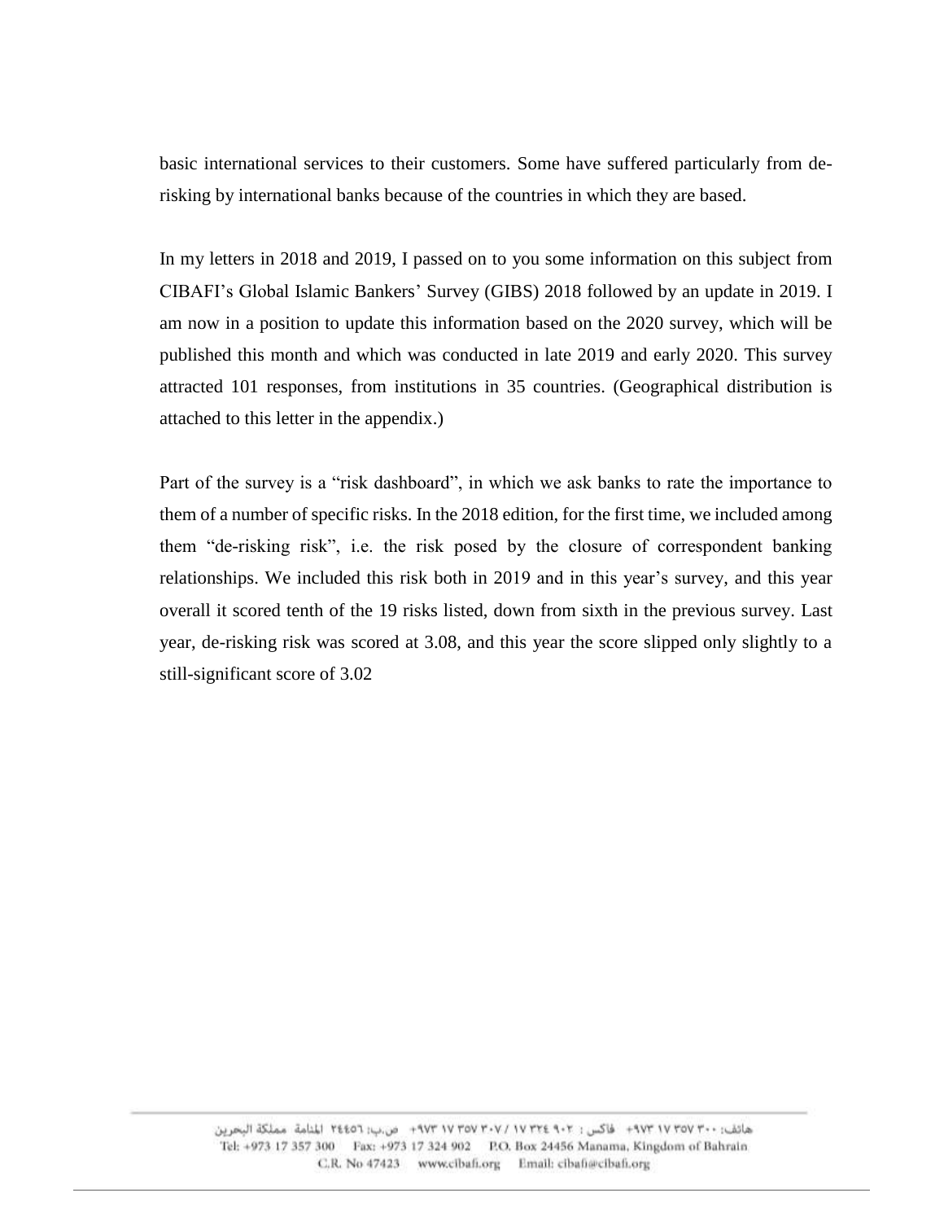basic international services to their customers. Some have suffered particularly from de-risking by international banks because of the countries in which they are based.

In my letters in 2018 and 2019, I passed on to you some information on this subject from CIBAFI's Global Islamic Bankers' Survey (GIBS) 2018 followed by an update in 2019. I am now in a position to update this information based on the 2020 survey, which will be published this month and which was conducted in late 2019 and early 2020. This survey attracted 101 responses, from institutions in 35 countries. (Geographical distribution is attached to this letter in the appendix.)

Part of the survey is a "risk dashboard", in which we ask banks to rate the importance to them of a number of specific risks. In the 2018 edition, for the first time, we included among them "de-risking risk", i.e. the risk posed by the closure of correspondent banking relationships. We included this risk both in 2019 and in this year's survey, and this year overall it scored tenth of the 19 risks listed, down from sixth in the previous survey. Last year, de-risking risk was scored at 3.08, and this year the score slipped only slightly to a still-significant score of 3.02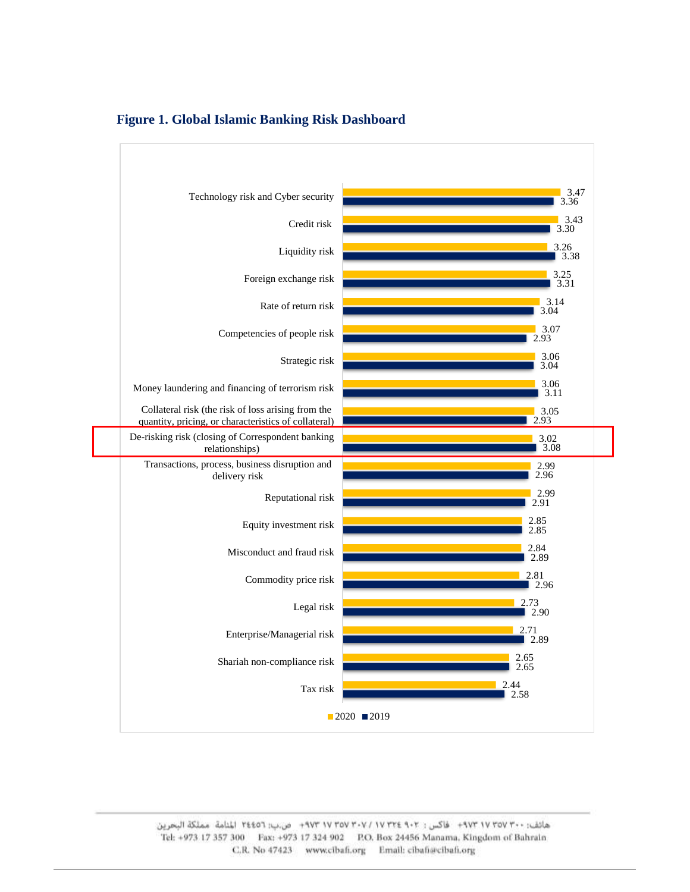**Figure 1. Global Islamic Banking Risk Dashboard**

| Risk | 2020 | 2019 |
|---|---|---|
| Technology risk and Cyber security | 3.47 | 3.36 |
| Credit risk | 3.43 | 3.30 |
| Liquidity risk | 3.26 | 3.38 |
| Foreign exchange risk | 3.25 | 3.31 |
| Rate of return risk | 3.14 | 3.04 |
| Competencies of people risk | 3.07 | 2.93 |
| Strategic risk | 3.06 | 3.04 |
| Money laundering and financing of terrorism risk | 3.06 | 3.11 |
| Collateral risk (the risk of loss arising from the quantity, pricing, or characteristics of collateral) | 3.05 | 2.93 |
| De-risking risk (closing of Correspondent banking relationships) | 3.02 | 3.08 |
| Transactions, process, business disruption and delivery risk | 2.99 | 2.96 |
| Reputational risk | 2.99 | 2.91 |
| Equity investment risk | 2.85 | 2.85 |
| Misconduct and fraud risk | 2.84 | 2.89 |
| Commodity price risk | 2.81 | 2.96 |
| Legal risk | 2.73 | 2.90 |
| Enterprise/Managerial risk | 2.71 | 2.89 |
| Shariah non-compliance risk | 2.65 | 2.65 |
| Tax risk | 2.44 | 2.58 |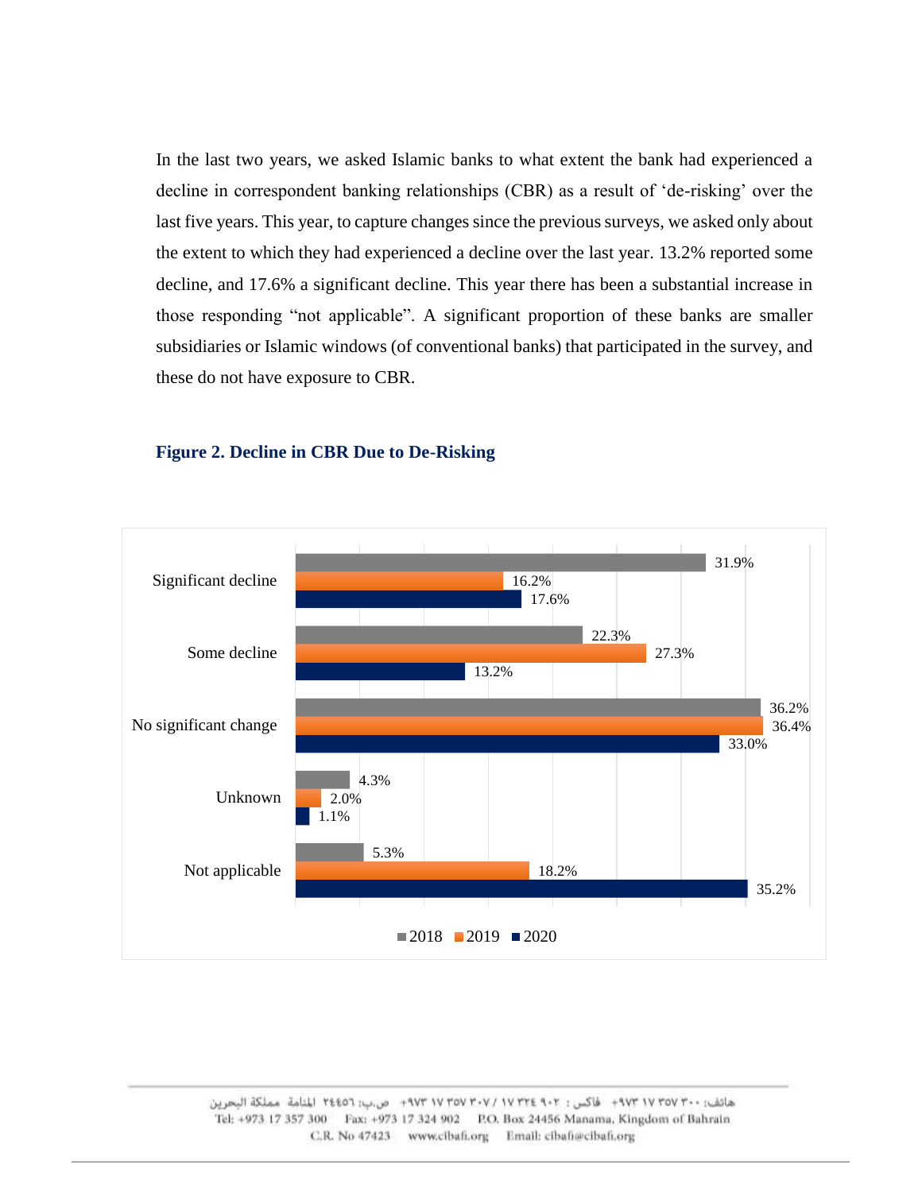In the last two years, we asked Islamic banks to what extent the bank had experienced a decline in correspondent banking relationships (CBR) as a result of 'de-risking' over the last five years. This year, to capture changes since the previous surveys, we asked only about the extent to which they had experienced a decline over the last year. 13.2% reported some decline, and 17.6% a significant decline. This year there has been a substantial increase in those responding "not applicable". A significant proportion of these banks are smaller subsidiaries or Islamic windows (of conventional banks) that participated in the survey, and these do not have exposure to CBR.

**Figure 2. Decline in CBR Due to De-Risking**

| | 2018 | 2019 | 2020 |
|---|---|---|---|
| Significant decline | 31.9% | 16.2% | 17.6% |
| Some decline | 22.3% | 27.3% | 13.2% |
| No significant change | 36.2% | 36.4% | 33.0% |
| Unknown | 4.3% | 2.0% | 1.1% |
| Not applicable | 5.3% | 18.2% | 35.2% |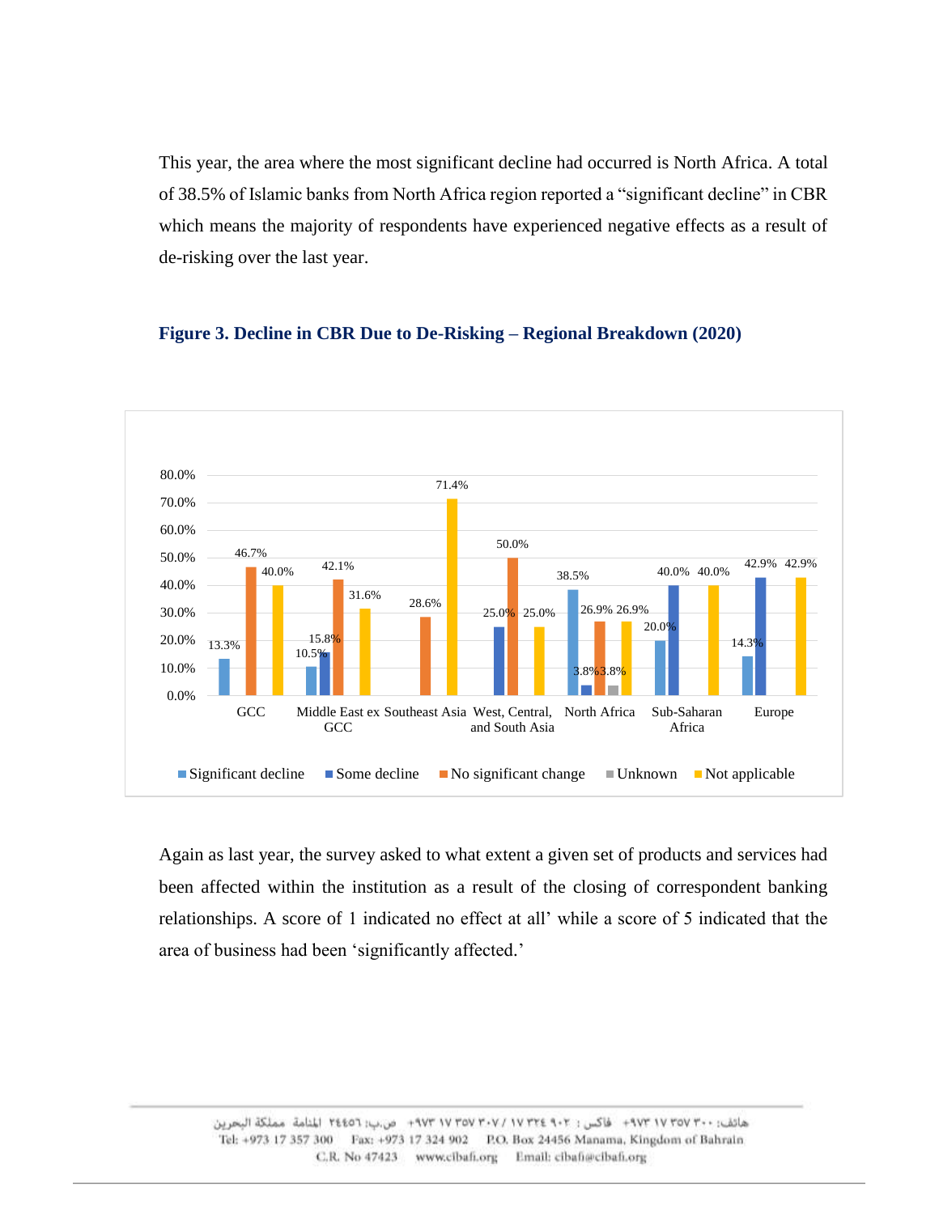This year, the area where the most significant decline had occurred is North Africa. A total of 38.5% of Islamic banks from North Africa region reported a "significant decline" in CBR which means the majority of respondents have experienced negative effects as a result of de-risking over the last year.

**Figure 3. Decline in CBR Due to De-Risking – Regional Breakdown (2020)**

| Region | Significant decline | Some decline | No significant change | Unknown | Not applicable |
|---|---|---|---|---|---|
| GCC | 13.3% | | 46.7% | | 40.0% |
| Middle East ex GCC | 10.5% | 15.8% | 42.1% | | 31.6% |
| Southeast Asia | | | 28.6% | | 71.4% |
| West, Central, and South Asia | | 25.0% | 50.0% | | 25.0% |
| North Africa | 38.5% | 3.8% | 26.9% | 3.8% | 26.9% |
| Sub-Saharan Africa | 20.0% | 40.0% | | | 40.0% |
| Europe | 14.3% | 42.9% | | | 42.9% |

Again as last year, the survey asked to what extent a given set of products and services had been affected within the institution as a result of the closing of correspondent banking relationships. A score of 1 indicated no effect at all' while a score of 5 indicated that the area of business had been 'significantly affected.'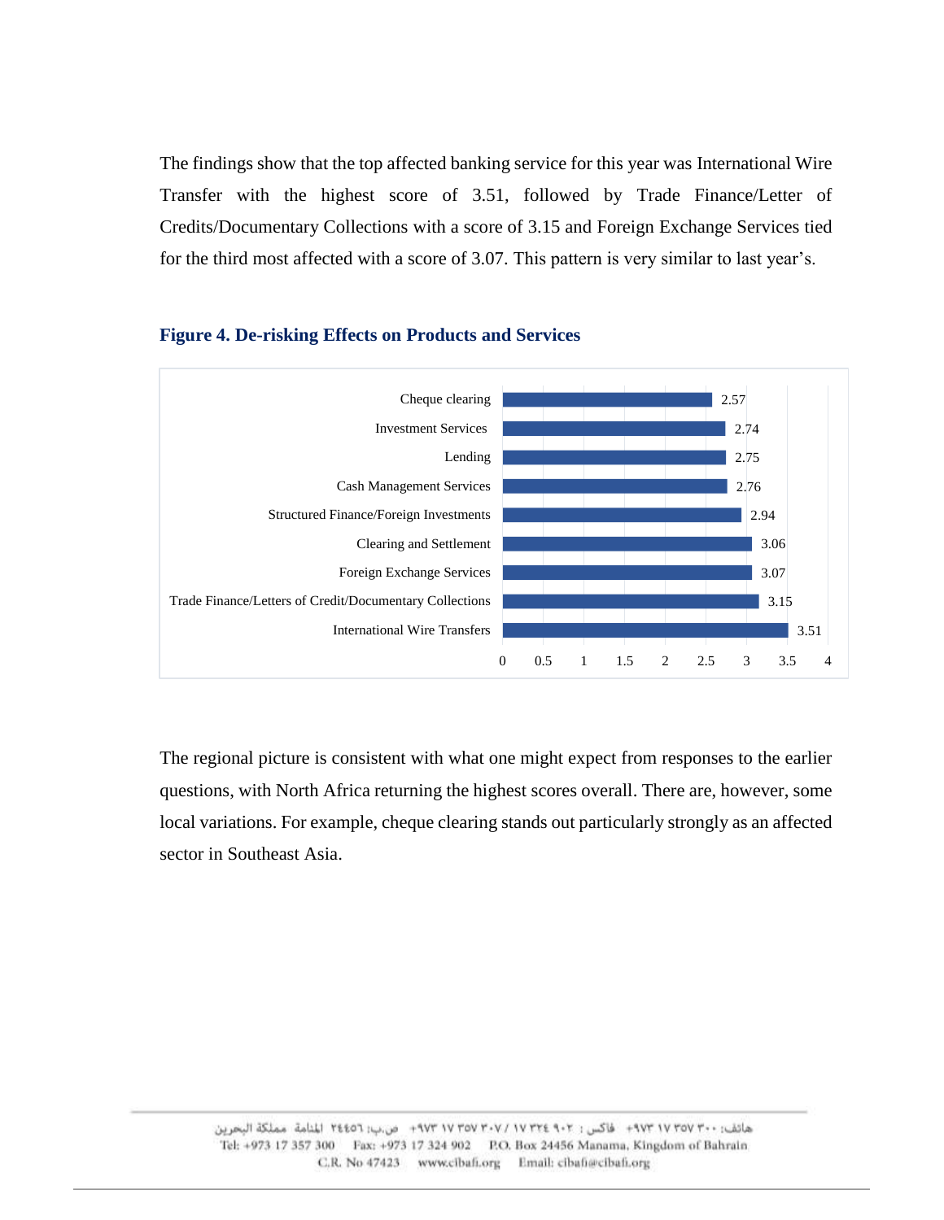The findings show that the top affected banking service for this year was International Wire Transfer with the highest score of 3.51, followed by Trade Finance/Letter of Credits/Documentary Collections with a score of 3.15 and Foreign Exchange Services tied for the third most affected with a score of 3.07. This pattern is very similar to last year's.

**Figure 4. De-risking Effects on Products and Services**

| Product/Service | Score |
|---|---|
| Cheque clearing | 2.57 |
| Investment Services | 2.74 |
| Lending | 2.75 |
| Cash Management Services | 2.76 |
| Structured Finance/Foreign Investments | 2.94 |
| Clearing and Settlement | 3.06 |
| Foreign Exchange Services | 3.07 |
| Trade Finance/Letters of Credit/Documentary Collections | 3.15 |
| International Wire Transfers | 3.51 |

The regional picture is consistent with what one might expect from responses to the earlier questions, with North Africa returning the highest scores overall. There are, however, some local variations. For example, cheque clearing stands out particularly strongly as an affected sector in Southeast Asia.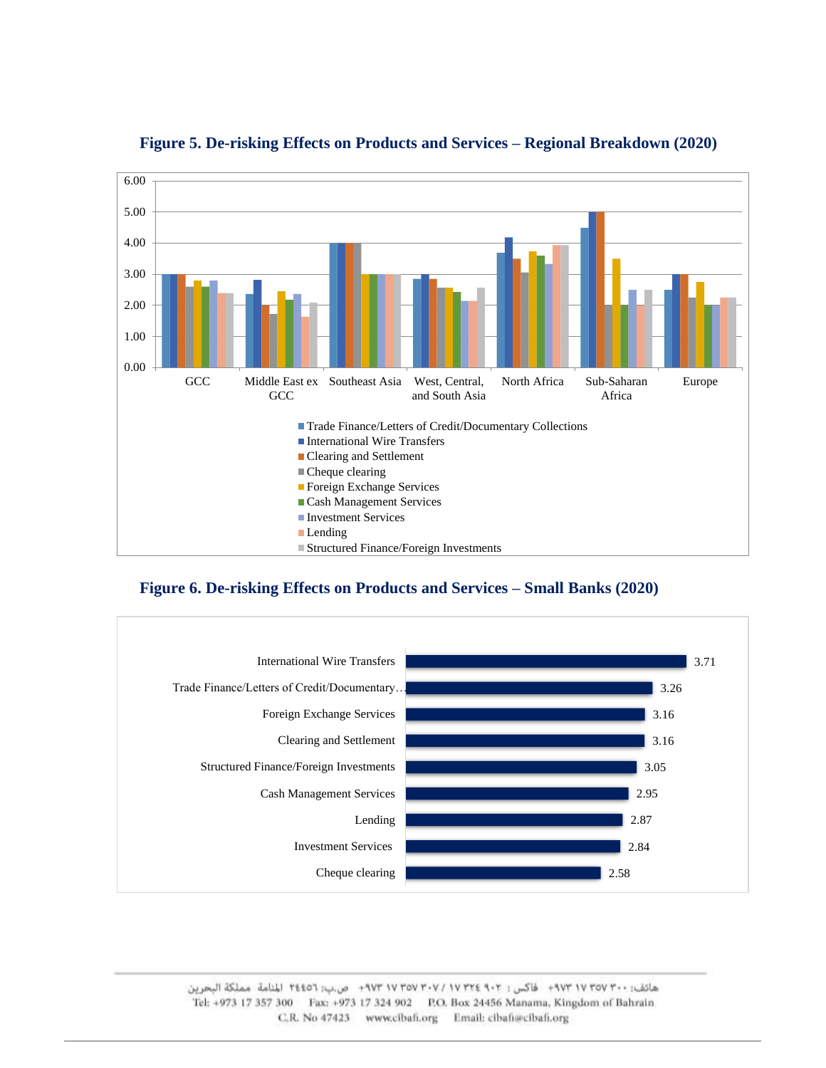**Figure 5. De-risking Effects on Products and Services – Regional Breakdown (2020)**

**Figure 6. De-risking Effects on Products and Services – Small Banks (2020)**

| Product/Service | Score |
|---|---|
| International Wire Transfers | 3.71 |
| Trade Finance/Letters of Credit/Documentary… | 3.26 |
| Foreign Exchange Services | 3.16 |
| Clearing and Settlement | 3.16 |
| Structured Finance/Foreign Investments | 3.05 |
| Cash Management Services | 2.95 |
| Lending | 2.87 |
| Investment Services | 2.84 |
| Cheque clearing | 2.58 |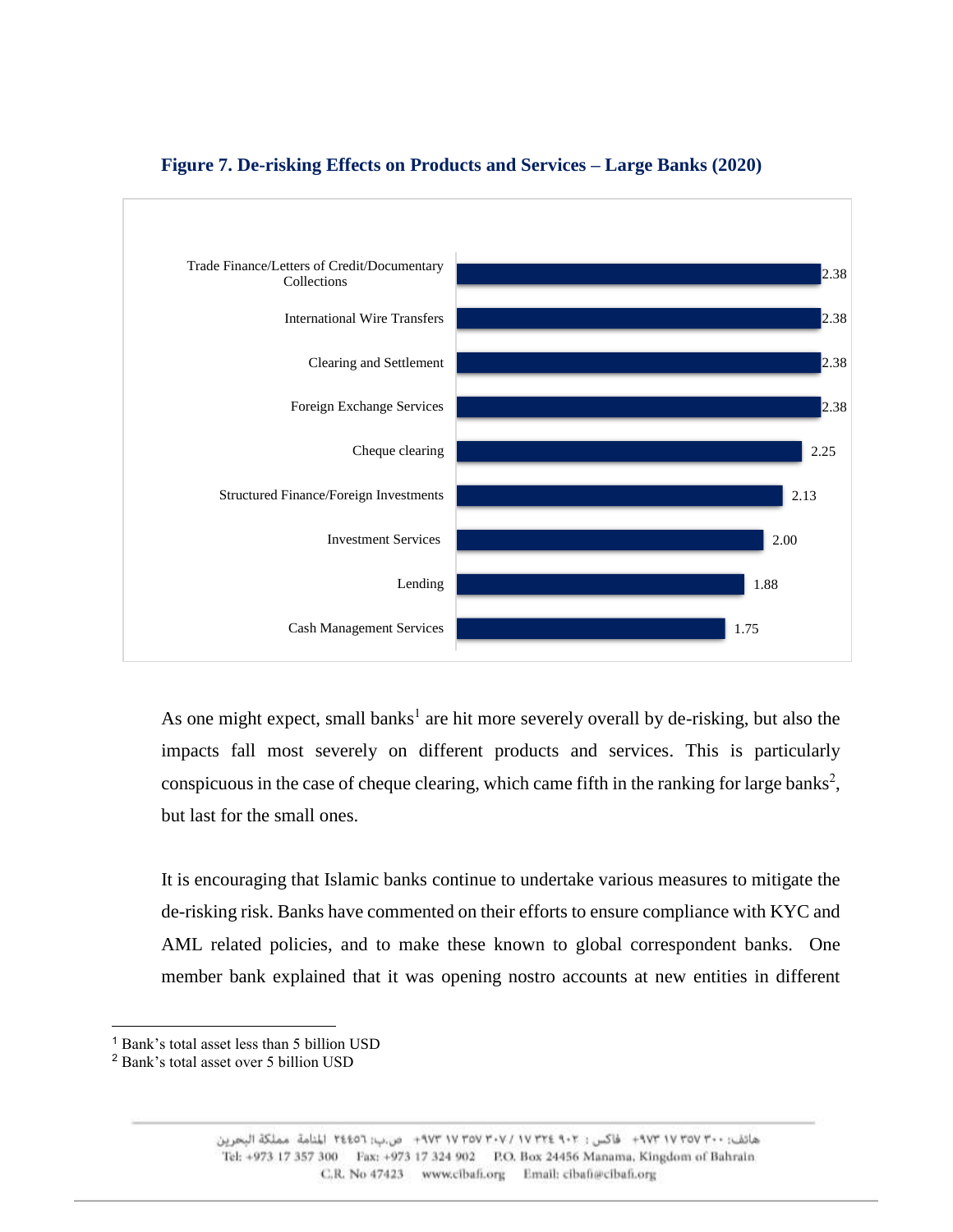**Figure 7. De-risking Effects on Products and Services – Large Banks (2020)**

| Product/Service | Value |
| --- | --- |
| Trade Finance/Letters of Credit/Documentary Collections | 2.38 |
| International Wire Transfers | 2.38 |
| Clearing and Settlement | 2.38 |
| Foreign Exchange Services | 2.38 |
| Cheque clearing | 2.25 |
| Structured Finance/Foreign Investments | 2.13 |
| Investment Services | 2.00 |
| Lending | 1.88 |
| Cash Management Services | 1.75 |

As one might expect, small banks[1] are hit more severely overall by de-risking, but also the impacts fall most severely on different products and services. This is particularly conspicuous in the case of cheque clearing, which came fifth in the ranking for large banks[2], but last for the small ones.

It is encouraging that Islamic banks continue to undertake various measures to mitigate the de-risking risk. Banks have commented on their efforts to ensure compliance with KYC and AML related policies, and to make these known to global correspondent banks. One member bank explained that it was opening nostro accounts at new entities in different

[1] Bank's total asset less than 5 billion USD

[2] Bank's total asset over 5 billion USD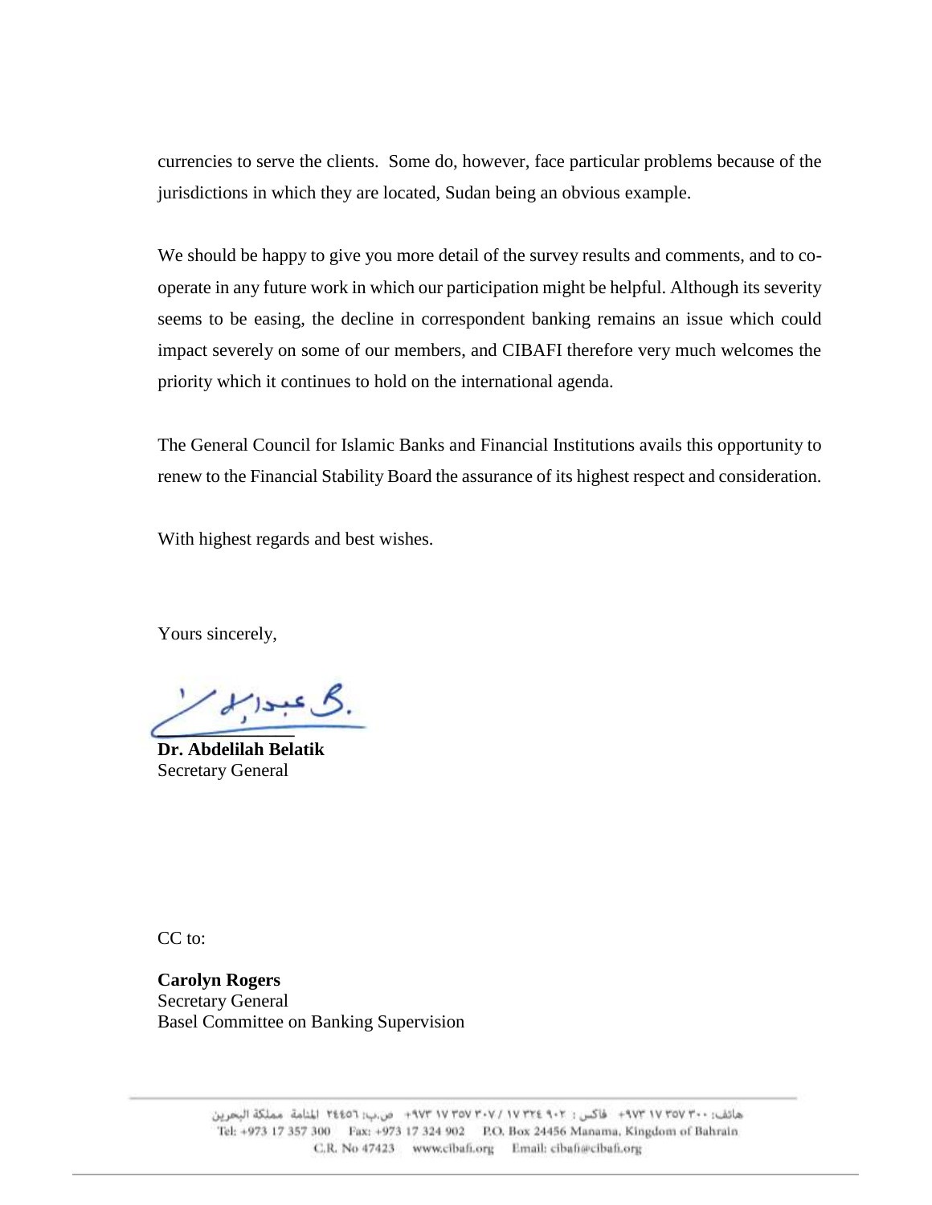currencies to serve the clients. Some do, however, face particular problems because of the jurisdictions in which they are located, Sudan being an obvious example.

We should be happy to give you more detail of the survey results and comments, and to co-operate in any future work in which our participation might be helpful. Although its severity seems to be easing, the decline in correspondent banking remains an issue which could impact severely on some of our members, and CIBAFI therefore very much welcomes the priority which it continues to hold on the international agenda.

The General Council for Islamic Banks and Financial Institutions avails this opportunity to renew to the Financial Stability Board the assurance of its highest respect and consideration.

With highest regards and best wishes.

Yours sincerely,

**Dr. Abdelilah Belatik**
Secretary General

CC to:

**Carolyn Rogers**
Secretary General
Basel Committee on Banking Supervision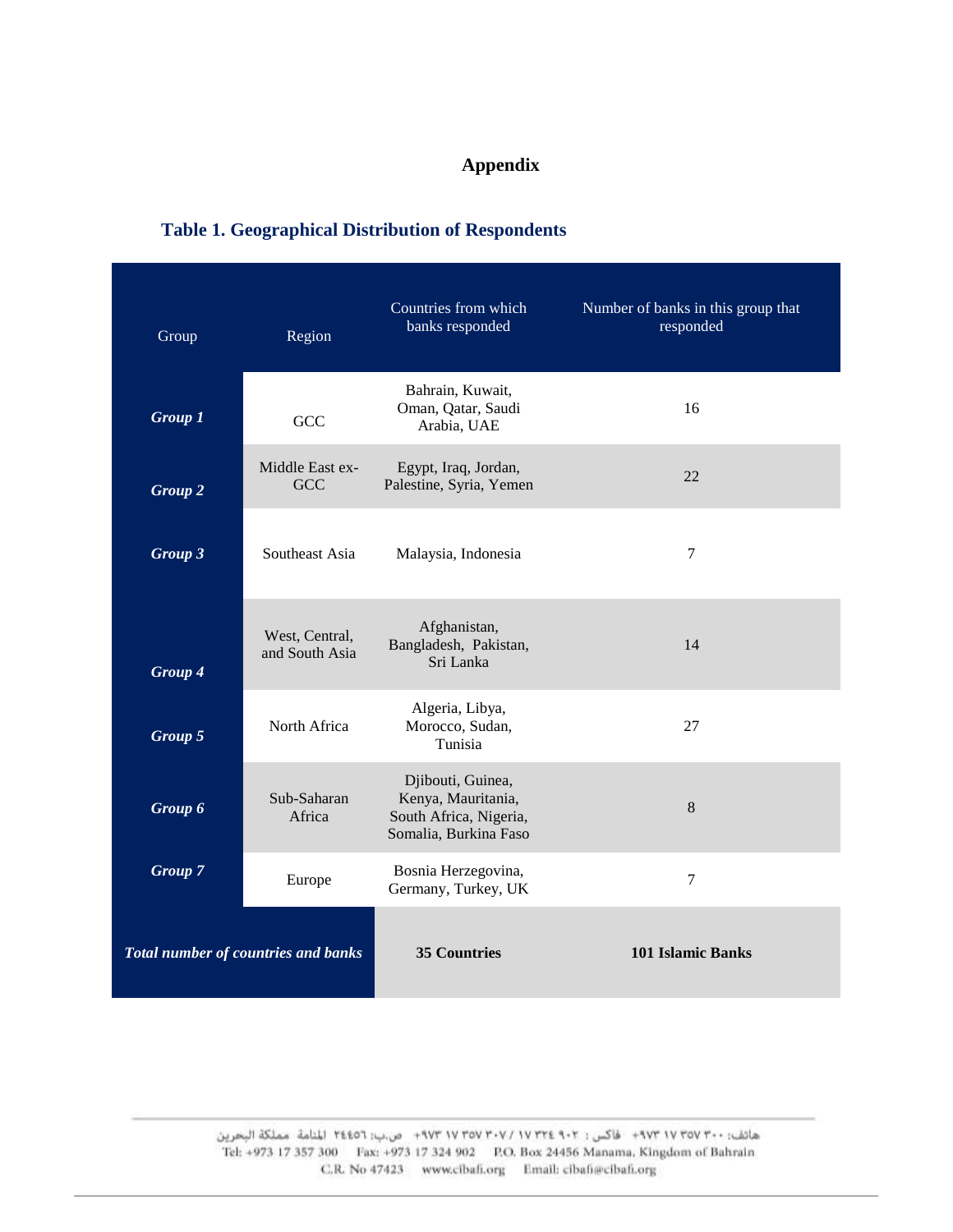# Appendix

## Table 1. Geographical Distribution of Respondents

| Group | Region | Countries from which banks responded | Number of banks in this group that responded |
|---|---|---|---|
| ***Group 1*** | GCC | Bahrain, Kuwait, Oman, Qatar, Saudi Arabia, UAE | 16 |
| ***Group 2*** | Middle East ex-GCC | Egypt, Iraq, Jordan, Palestine, Syria, Yemen | 22 |
| ***Group 3*** | Southeast Asia | Malaysia, Indonesia | 7 |
| ***Group 4*** | West, Central, and South Asia | Afghanistan, Bangladesh, Pakistan, Sri Lanka | 14 |
| ***Group 5*** | North Africa | Algeria, Libya, Morocco, Sudan, Tunisia | 27 |
| ***Group 6*** | Sub-Saharan Africa | Djibouti, Guinea, Kenya, Mauritania, South Africa, Nigeria, Somalia, Burkina Faso | 8 |
| ***Group 7*** | Europe | Bosnia Herzegovina, Germany, Turkey, UK | 7 |
| ***Total number of countries and banks*** | | **35 Countries** | **101 Islamic Banks** |